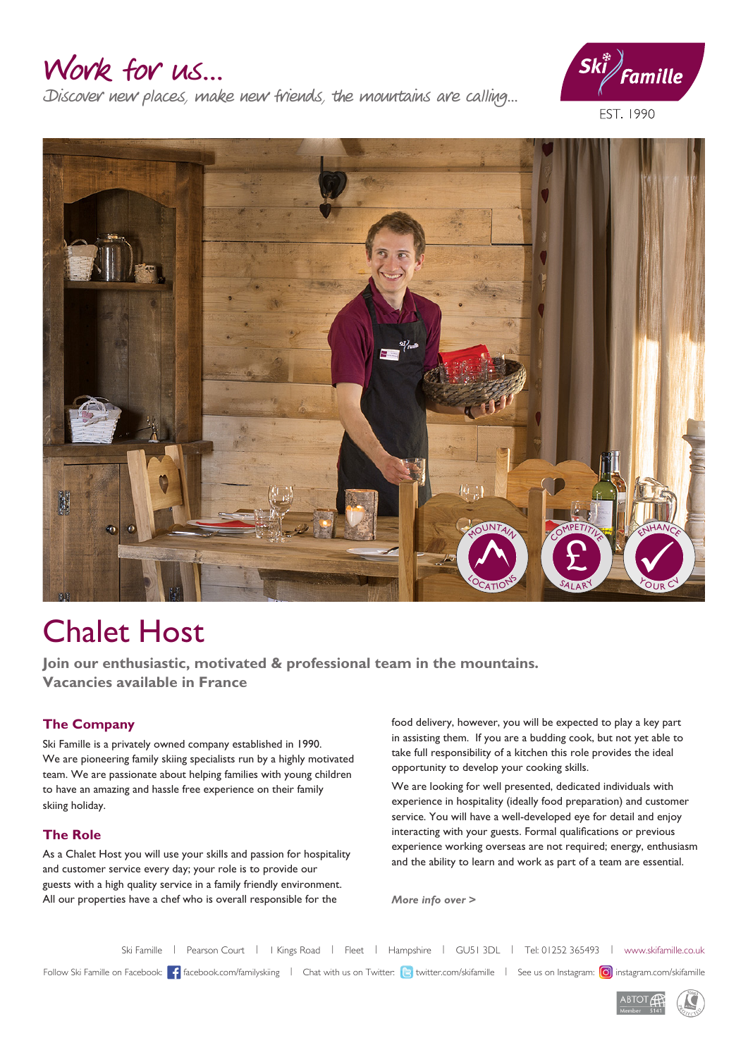# Work for us...

Discover new places, make new friends, the mountains are calling...

Ski Famille

EST. 1990

MOUNTAIN LOCATIONS | COMPETITIVE SALARY | ENHANCE YOUR CV

# Chalet Host

**Join our enthusiastic, motivated & professional team in the mountains.**
**Vacancies available in France**

## The Company

Ski Famille is a privately owned company established in 1990. We are pioneering family skiing specialists run by a highly motivated team. We are passionate about helping families with young children to have an amazing and hassle free experience on their family skiing holiday.

## The Role

As a Chalet Host you will use your skills and passion for hospitality and customer service every day; your role is to provide our guests with a high quality service in a family friendly environment. All our properties have a chef who is overall responsible for the food delivery, however, you will be expected to play a key part in assisting them. If you are a budding cook, but not yet able to take full responsibility of a kitchen this role provides the ideal opportunity to develop your cooking skills.

We are looking for well presented, dedicated individuals with experience in hospitality (ideally food preparation) and customer service. You will have a well-developed eye for detail and enjoy interacting with your guests. Formal qualifications or previous experience working overseas are not required; energy, enthusiasm and the ability to learn and work as part of a team are essential.

*More info over >*

Ski Famille | Pearson Court | I Kings Road | Fleet | Hampshire | GU51 3DL | Tel: 01252 365493 | www.skifamille.co.uk

Follow Ski Famille on Facebook: facebook.com/familyskiing | Chat with us on Twitter: twitter.com/skifamille | See us on Instagram: instagram.com/skifamille

ABTOT Member 5141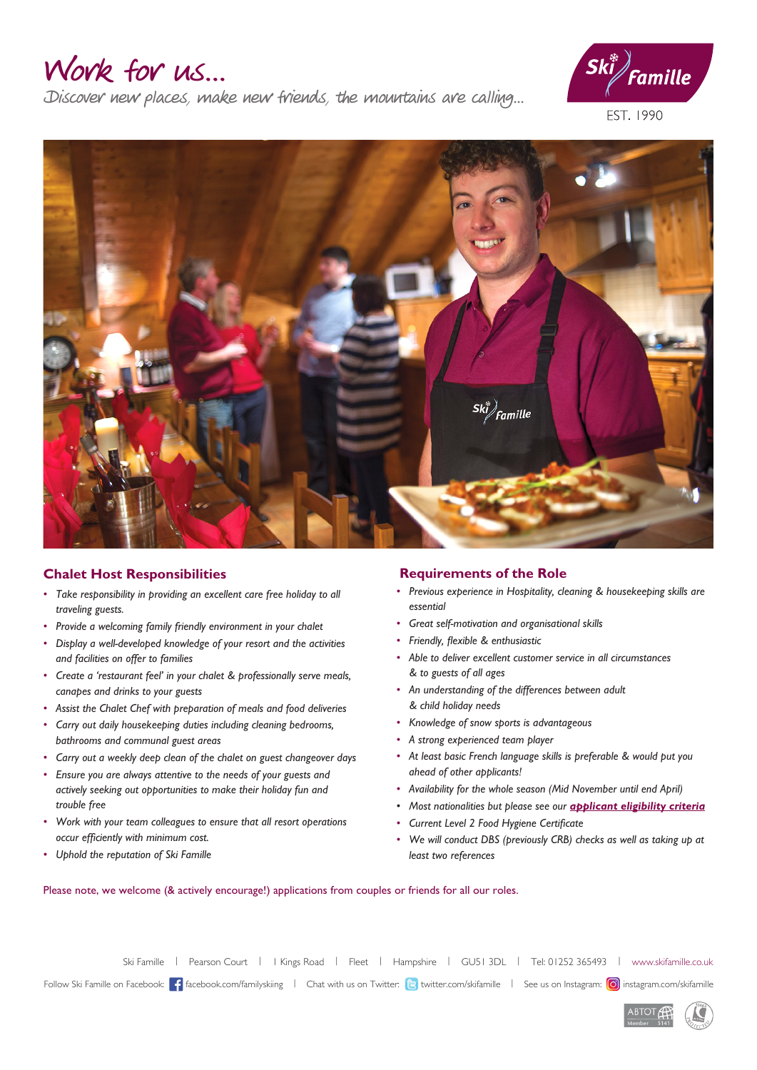# Work for us...

Discover new places, make new friends, the mountains are calling...

Ski Famille

EST. 1990

## Chalet Host Responsibilities

- *Take responsibility in providing an excellent care free holiday to all traveling guests.*
- *Provide a welcoming family friendly environment in your chalet*
- *Display a well-developed knowledge of your resort and the activities and facilities on offer to families*
- *Create a 'restaurant feel' in your chalet & professionally serve meals, canapes and drinks to your guests*
- *Assist the Chalet Chef with preparation of meals and food deliveries*
- *Carry out daily housekeeping duties including cleaning bedrooms, bathrooms and communal guest areas*
- *Carry out a weekly deep clean of the chalet on guest changeover days*
- *Ensure you are always attentive to the needs of your guests and actively seeking out opportunities to make their holiday fun and trouble free*
- *Work with your team colleagues to ensure that all resort operations occur efficiently with minimum cost.*
- *Uphold the reputation of Ski Famille*

## Requirements of the Role

- *Previous experience in Hospitality, cleaning & housekeeping skills are essential*
- *Great self-motivation and organisational skills*
- *Friendly, flexible & enthusiastic*
- *Able to deliver excellent customer service in all circumstances & to guests of all ages*
- *An understanding of the differences between adult & child holiday needs*
- *Knowledge of snow sports is advantageous*
- *A strong experienced team player*
- *At least basic French language skills is preferable & would put you ahead of other applicants!*
- *Availability for the whole season (Mid November until end April)*
- *Most nationalities but please see our* ***applicant eligibility criteria***
- *Current Level 2 Food Hygiene Certificate*
- *We will conduct DBS (previously CRB) checks as well as taking up at least two references*

Please note, we welcome (& actively encourage!) applications from couples or friends for all our roles.

Ski Famille | Pearson Court | 1 Kings Road | Fleet | Hampshire | GU51 3DL | Tel: 01252 365493 | www.skifamille.co.uk

Follow Ski Famille on Facebook: facebook.com/familyskiing | Chat with us on Twitter: twitter.com/skifamille | See us on Instagram: instagram.com/skifamille

ABTOT Member 5141